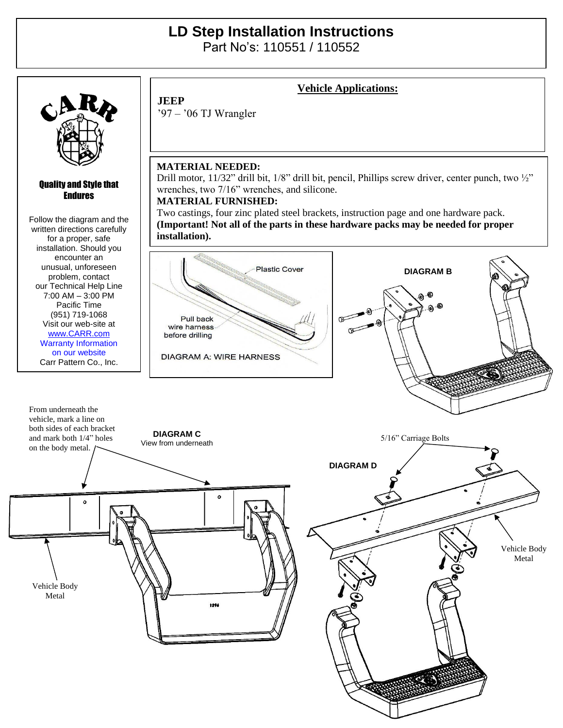# LD Step Installation Instructions

Part No's: 110551 / 110552

CARR

**Quality and Style that Endures**

Follow the diagram and the written directions carefully for a proper, safe installation. Should you encounter an unusual, unforeseen problem, contact our Technical Help Line 7:00 AM – 3:00 PM Pacific Time (951) 719-1068 Visit our web-site at www.CARR.com Warranty Information on our website Carr Pattern Co., Inc.

## Vehicle Applications:

**JEEP**
'97 – '06 TJ Wrangler

**MATERIAL NEEDED:**
Drill motor, 11/32" drill bit, 1/8" drill bit, pencil, Phillips screw driver, center punch, two ½" wrenches, two 7/16" wrenches, and silicone.

**MATERIAL FURNISHED:**
Two castings, four zinc plated steel brackets, instruction page and one hardware pack. **(Important! Not all of the parts in these hardware packs may be needed for proper installation).**

Plastic Cover

Pull back wire harness before drilling

DIAGRAM A: WIRE HARNESS

DIAGRAM B

From underneath the vehicle, mark a line on both sides of each bracket and mark both 1/4" holes on the body metal.

DIAGRAM C
View from underneath

Vehicle Body Metal

5/16" Carriage Bolts

DIAGRAM D

Vehicle Body Metal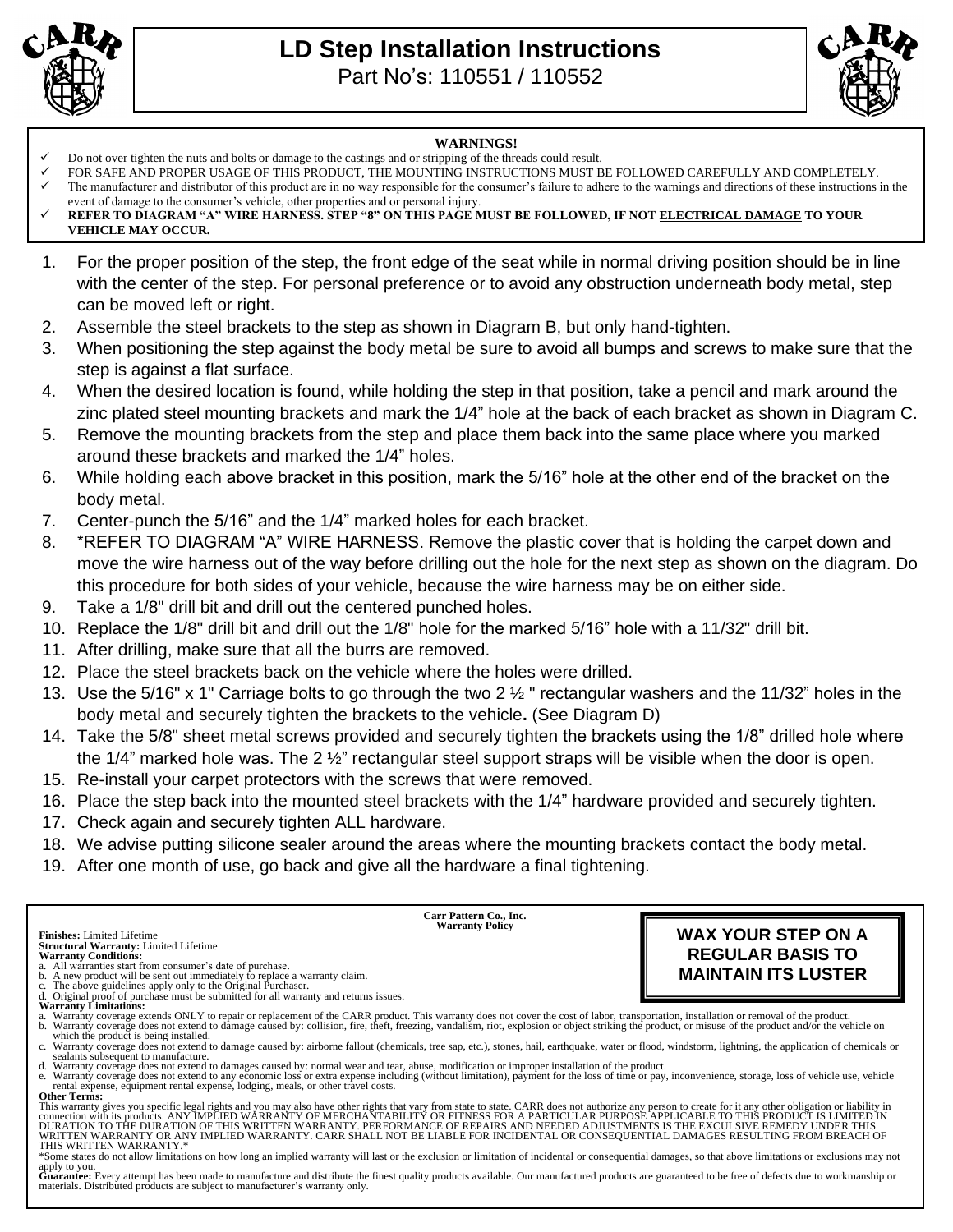# LD Step Installation Instructions

Part No's: 110551 / 110552

**WARNINGS!**

- ✓ Do not over tighten the nuts and bolts or damage to the castings and or stripping of the threads could result.
- ✓ FOR SAFE AND PROPER USAGE OF THIS PRODUCT, THE MOUNTING INSTRUCTIONS MUST BE FOLLOWED CAREFULLY AND COMPLETELY.
- ✓ The manufacturer and distributor of this product are in no way responsible for the consumer's failure to adhere to the warnings and directions of these instructions in the event of damage to the consumer's vehicle, other properties and or personal injury.
- ✓ **REFER TO DIAGRAM "A" WIRE HARNESS. STEP "8" ON THIS PAGE MUST BE FOLLOWED, IF NOT ELECTRICAL DAMAGE TO YOUR VEHICLE MAY OCCUR.**

1. For the proper position of the step, the front edge of the seat while in normal driving position should be in line with the center of the step. For personal preference or to avoid any obstruction underneath body metal, step can be moved left or right.
2. Assemble the steel brackets to the step as shown in Diagram B, but only hand-tighten.
3. When positioning the step against the body metal be sure to avoid all bumps and screws to make sure that the step is against a flat surface.
4. When the desired location is found, while holding the step in that position, take a pencil and mark around the zinc plated steel mounting brackets and mark the 1/4" hole at the back of each bracket as shown in Diagram C.
5. Remove the mounting brackets from the step and place them back into the same place where you marked around these brackets and marked the 1/4" holes.
6. While holding each above bracket in this position, mark the 5/16" hole at the other end of the bracket on the body metal.
7. Center-punch the 5/16" and the 1/4" marked holes for each bracket.
8. *REFER TO DIAGRAM "A" WIRE HARNESS. Remove the plastic cover that is holding the carpet down and move the wire harness out of the way before drilling out the hole for the next step as shown on the diagram. Do this procedure for both sides of your vehicle, because the wire harness may be on either side.
9. Take a 1/8" drill bit and drill out the centered punched holes.
10. Replace the 1/8" drill bit and drill out the 1/8" hole for the marked 5/16" hole with a 11/32" drill bit.
11. After drilling, make sure that all the burrs are removed.
12. Place the steel brackets back on the vehicle where the holes were drilled.
13. Use the 5/16" x 1" Carriage bolts to go through the two 2 ½ " rectangular washers and the 11/32" holes in the body metal and securely tighten the brackets to the vehicle. (See Diagram D)
14. Take the 5/8" sheet metal screws provided and securely tighten the brackets using the 1/8" drilled hole where the 1/4" marked hole was. The 2 ½" rectangular steel support straps will be visible when the door is open.
15. Re-install your carpet protectors with the screws that were removed.
16. Place the step back into the mounted steel brackets with the 1/4" hardware provided and securely tighten.
17. Check again and securely tighten ALL hardware.
18. We advise putting silicone sealer around the areas where the mounting brackets contact the body metal.
19. After one month of use, go back and give all the hardware a final tightening.

**Carr Pattern Co., Inc.**
**Warranty Policy**

**WAX YOUR STEP ON A REGULAR BASIS TO MAINTAIN ITS LUSTER**

**Finishes:** Limited Lifetime
**Structural Warranty:** Limited Lifetime
**Warranty Conditions:**
a. All warranties start from consumer's date of purchase.
b. A new product will be sent out immediately to replace a warranty claim.
c. The above guidelines apply only to the Original Purchaser.
d. Original proof of purchase must be submitted for all warranty and returns issues.

**Warranty Limitations:**
a. Warranty coverage extends ONLY to repair or replacement of the CARR product. This warranty does not cover the cost of labor, transportation, installation or removal of the product.
b. Warranty coverage does not extend to damage caused by: collision, fire, theft, freezing, vandalism, riot, explosion or object striking the product, or misuse of the product and/or the vehicle on which the product is being installed.
c. Warranty coverage does not extend to damage caused by: airborne fallout (chemicals, tree sap, etc.), stones, hail, earthquake, water or flood, windstorm, lightning, the application of chemicals or sealants subsequent to manufacture.
d. Warranty coverage does not extend to damages caused by: normal wear and tear, abuse, modification or improper installation of the product.
e. Warranty coverage does not extend to any economic loss or extra expense including (without limitation), payment for the loss of time or pay, inconvenience, storage, loss of vehicle use, vehicle rental expense, equipment rental expense, lodging, meals, or other travel costs.

**Other Terms:**
This warranty gives you specific legal rights and you may also have other rights that vary from state to state. CARR does not authorize any person to create for it any other obligation or liability in connection with its products. ANY IMPLIED WARRANTY OF MERCHANTABILITY OR FITNESS FOR A PARTICULAR PURPOSE APPLICABLE TO THIS PRODUCT IS LIMITED IN DURATION TO THE DURATION OF THIS WRITTEN WARRANTY. PERFORMANCE OF REPAIRS AND NEEDED ADJUSTMENTS IS THE EXCULSIVE REMEDY UNDER THIS WRITTEN WARRANTY OR ANY IMPLIED WARRANTY. CARR SHALL NOT BE LIABLE FOR INCIDENTAL OR CONSEQUENTIAL DAMAGES RESULTING FROM BREACH OF THIS WRITTEN WARRANTY.*
*Some states do not allow limitations on how long an implied warranty will last or the exclusion or limitation of incidental or consequential damages, so that above limitations or exclusions may not apply to you.
**Guarantee:** Every attempt has been made to manufacture and distribute the finest quality products available. Our manufactured products are guaranteed to be free of defects due to workmanship or materials. Distributed products are subject to manufacturer's warranty only.